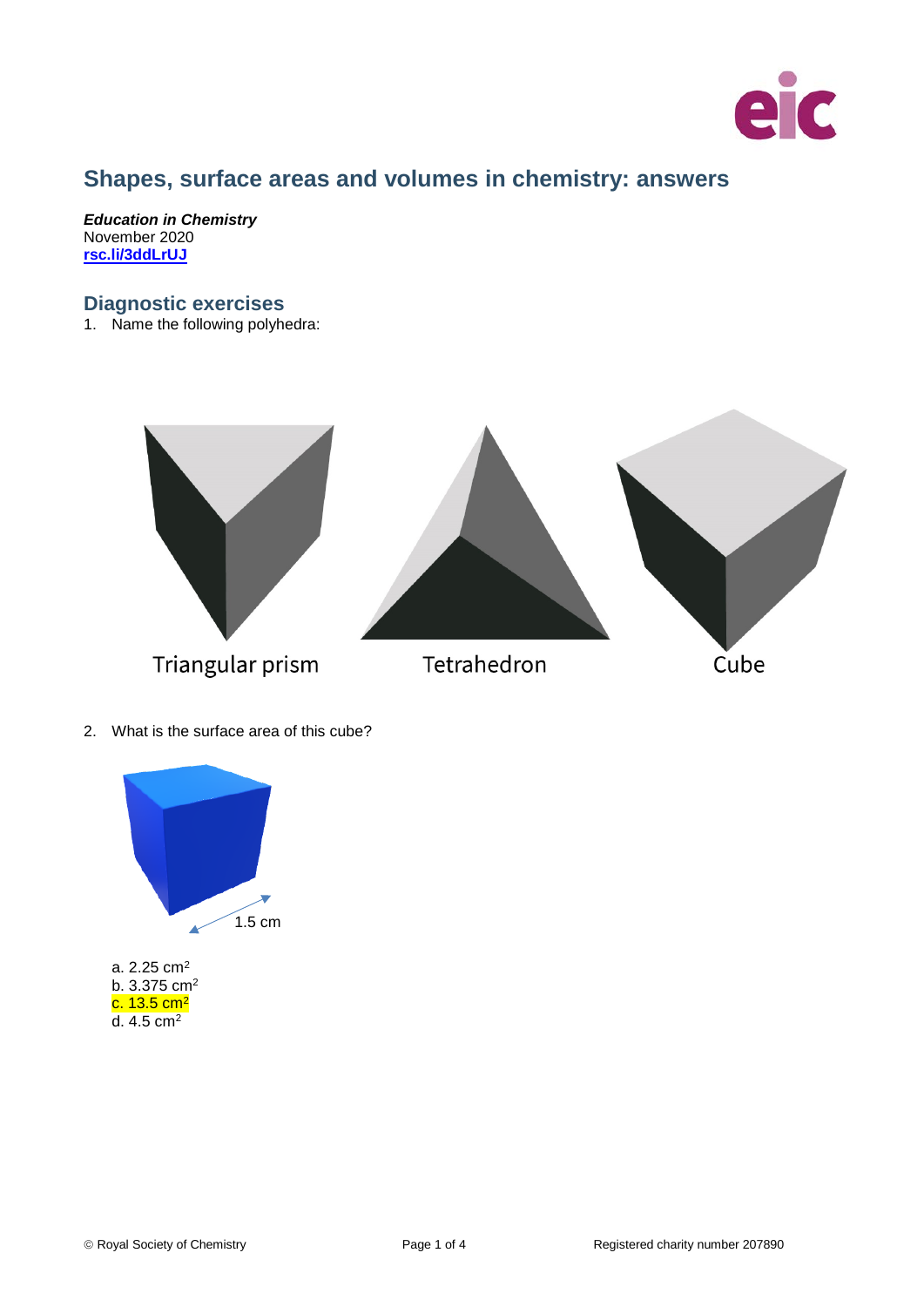# Shapes, surface areas and volumes in chemistry: answers

***Education in Chemistry***
November 2020
**rsc.li/3ddLrUJ**

## Diagnostic exercises

1. Name the following polyhedra:

Triangular prism

Tetrahedron

Cube

2. What is the surface area of this cube?

1.5 cm

a. 2.25 $cm^2$
b. 3.375 $cm^2$
c. 13.5 $cm^2$
d. 4.5 $cm^2$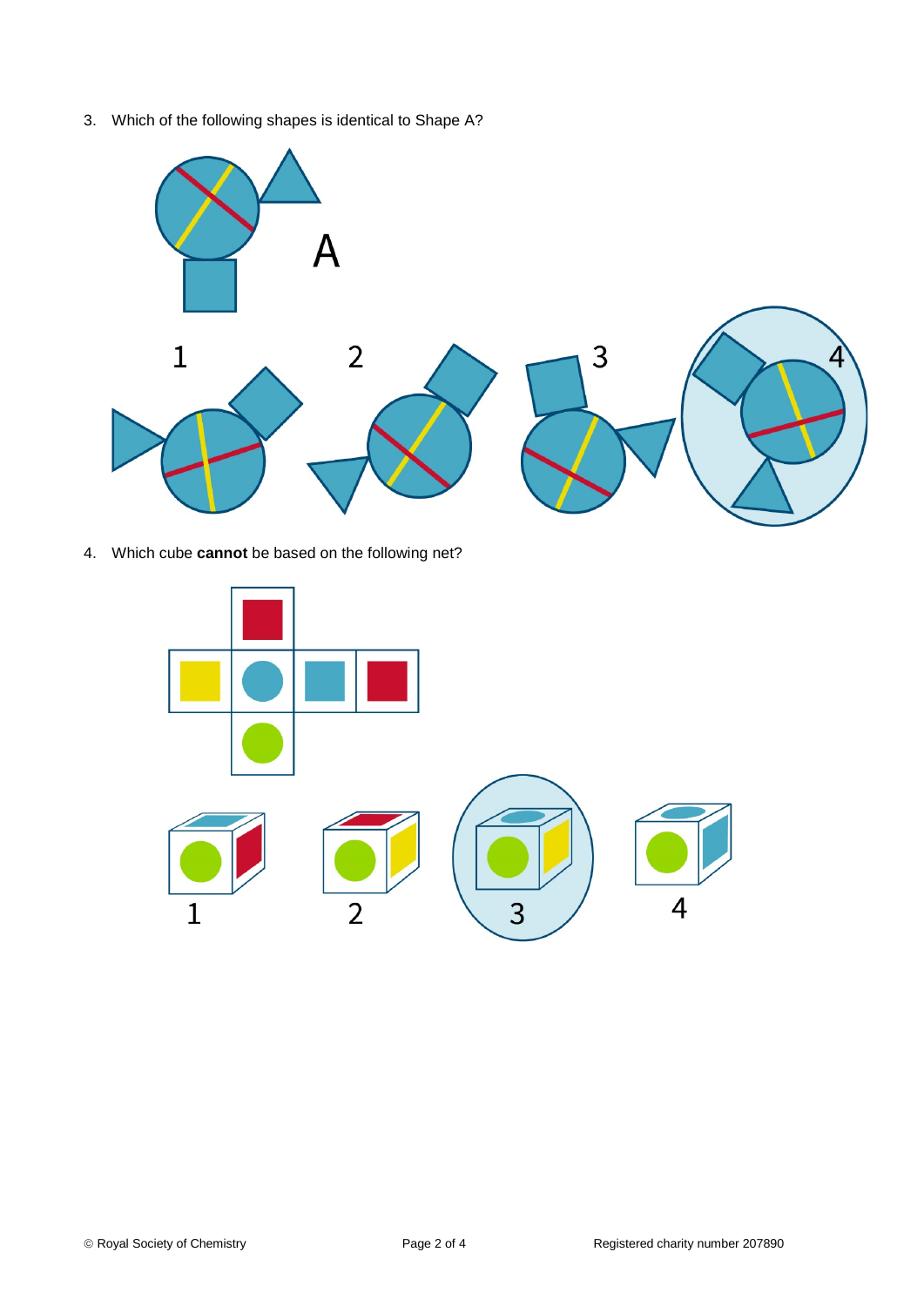3. Which of the following shapes is identical to Shape A?

A

1 2 3 4

4. Which cube **cannot** be based on the following net?

1 2 3 4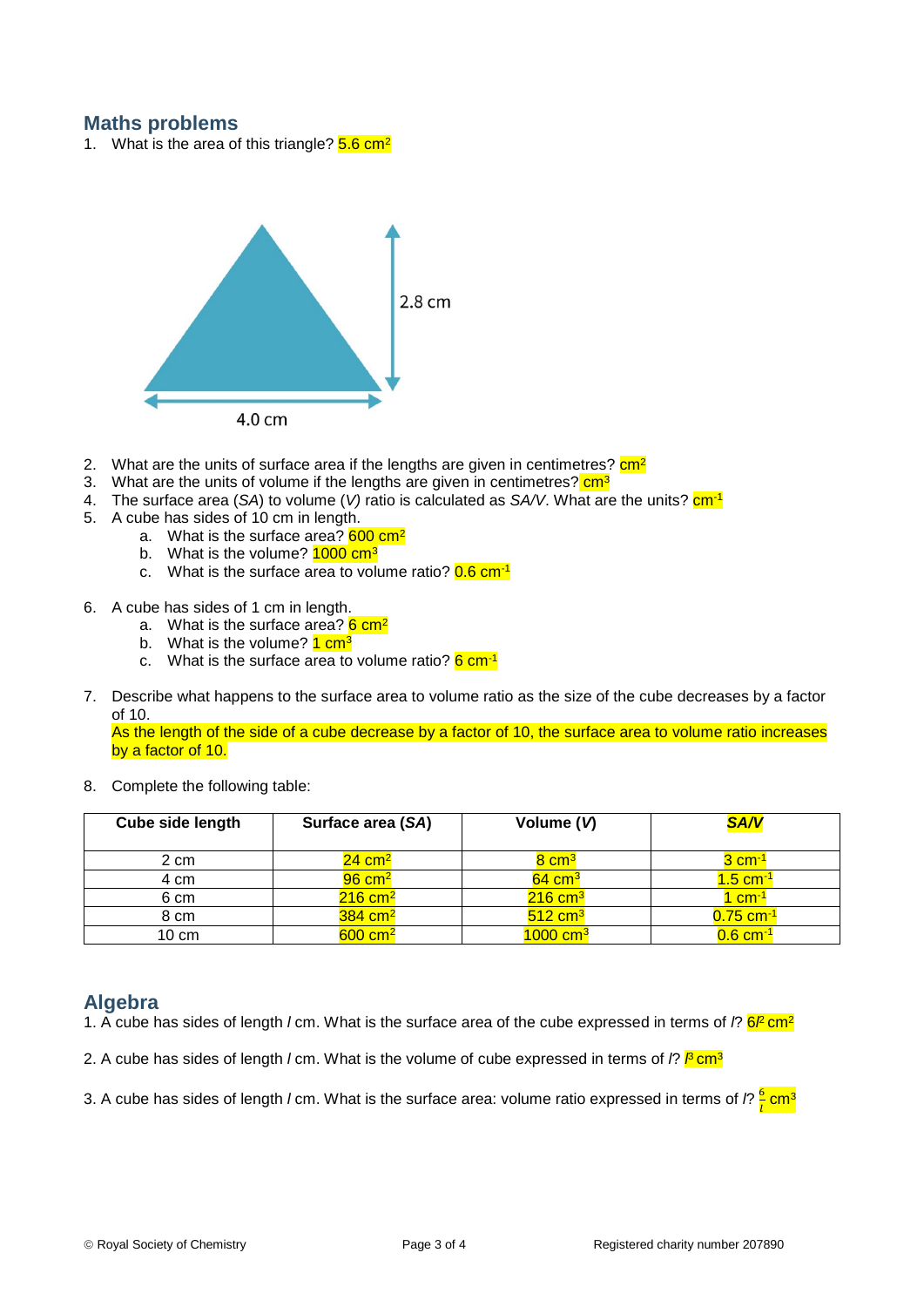## Maths problems

1. What is the area of this triangle? 5.6 cm$^2$

2.8 cm

4.0 cm

2. What are the units of surface area if the lengths are given in centimetres? cm$^2$
3. What are the units of volume if the lengths are given in centimetres? cm$^3$
4. The surface area (*SA*) to volume (*V*) ratio is calculated as *SA/V*. What are the units? cm$^{-1}$
5. A cube has sides of 10 cm in length.
   a. What is the surface area? 600 cm$^2$
   b. What is the volume? 1000 cm$^3$
   c. What is the surface area to volume ratio? 0.6 cm$^{-1}$

6. A cube has sides of 1 cm in length.
   a. What is the surface area? 6 cm$^2$
   b. What is the volume? 1 cm$^3$
   c. What is the surface area to volume ratio? 6 cm$^{-1}$

7. Describe what happens to the surface area to volume ratio as the size of the cube decreases by a factor of 10.
   As the length of the side of a cube decrease by a factor of 10, the surface area to volume ratio increases by a factor of 10.

8. Complete the following table:

| Cube side length | Surface area (*SA*) | Volume (*V*) | ***SA/V*** |
|---|---|---|---|
| 2 cm | 24 cm$^2$ | 8 cm$^3$ | 3 cm$^{-1}$ |
| 4 cm | 96 cm$^2$ | 64 cm$^3$ | 1.5 cm$^{-1}$ |
| 6 cm | 216 cm$^2$ | 216 cm$^3$ | 1 cm$^{-1}$ |
| 8 cm | 384 cm$^2$ | 512 cm$^3$ | 0.75 cm$^{-1}$ |
| 10 cm | 600 cm$^2$ | 1000 cm$^3$ | 0.6 cm$^{-1}$ |

## Algebra

1. A cube has sides of length *l* cm. What is the surface area of the cube expressed in terms of *l*? $6l^2$ cm$^2$

2. A cube has sides of length *l* cm. What is the volume of cube expressed in terms of *l*? $l^3$ cm$^3$

3. A cube has sides of length *l* cm. What is the surface area: volume ratio expressed in terms of *l*? $\frac{6}{l}$ cm$^3$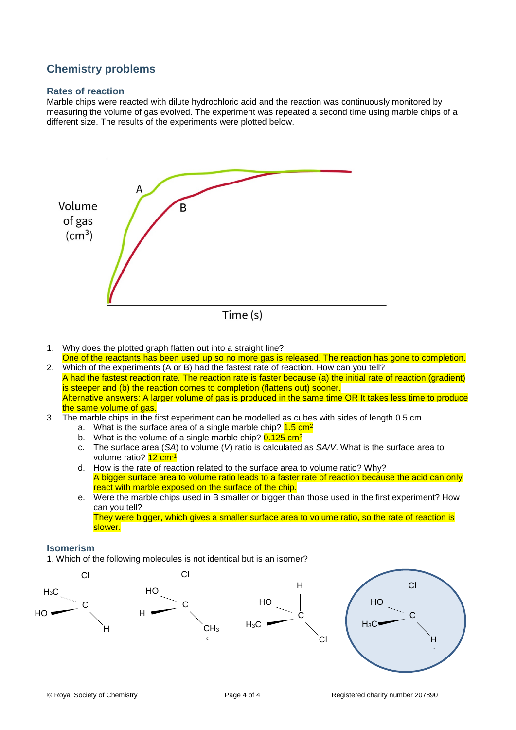## Chemistry problems

### Rates of reaction

Marble chips were reacted with dilute hydrochloric acid and the reaction was continuously monitored by measuring the volume of gas evolved. The experiment was repeated a second time using marble chips of a different size. The results of the experiments were plotted below.

Volume of gas ($cm^3$)

A

B

Time (s)

1. Why does the plotted graph flatten out into a straight line?
   One of the reactants has been used up so no more gas is released. The reaction has gone to completion.
2. Which of the experiments (A or B) had the fastest rate of reaction. How can you tell?
   A had the fastest reaction rate. The reaction rate is faster because (a) the initial rate of reaction (gradient) is steeper and (b) the reaction comes to completion (flattens out) sooner.
   Alternative answers: A larger volume of gas is produced in the same time OR It takes less time to produce the same volume of gas.
3. The marble chips in the first experiment can be modelled as cubes with sides of length 0.5 cm.
   a. What is the surface area of a single marble chip? 1.5 $cm^2$
   b. What is the volume of a single marble chip? 0.125 $cm^3$
   c. The surface area (*SA*) to volume (*V*) ratio is calculated as *SA/V*. What is the surface area to volume ratio? 12 $cm^{-1}$
   d. How is the rate of reaction related to the surface area to volume ratio? Why?
      A bigger surface area to volume ratio leads to a faster rate of reaction because the acid can only react with marble exposed on the surface of the chip.
   e. Were the marble chips used in B smaller or bigger than those used in the first experiment? How can you tell?
      They were bigger, which gives a smaller surface area to volume ratio, so the rate of reaction is slower.

### Isomerism

1. Which of the following molecules is not identical but is an isomer?

Cl, $H_3C$, C, HO, H

Cl, HO, C, H, $CH_3$

H, HO, C, $H_3C$, Cl

Cl, HO, C, $H_3C$, H